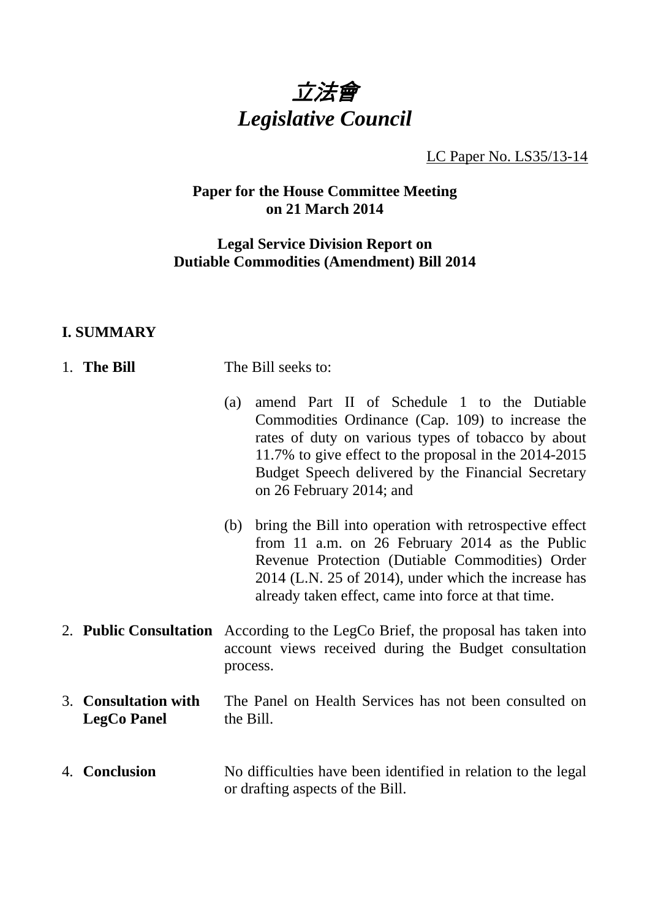# *立法會*
# *Legislative Council*

LC Paper No. LS35/13-14

**Paper for the House Committee Meeting on 21 March 2014**

**Legal Service Division Report on Dutiable Commodities (Amendment) Bill 2014**

## I. SUMMARY

1. **The Bill**

   The Bill seeks to:

   (a) amend Part II of Schedule 1 to the Dutiable Commodities Ordinance (Cap. 109) to increase the rates of duty on various types of tobacco by about 11.7% to give effect to the proposal in the 2014-2015 Budget Speech delivered by the Financial Secretary on 26 February 2014; and

   (b) bring the Bill into operation with retrospective effect from 11 a.m. on 26 February 2014 as the Public Revenue Protection (Dutiable Commodities) Order 2014 (L.N. 25 of 2014), under which the increase has already taken effect, came into force at that time.

2. **Public Consultation**

   According to the LegCo Brief, the proposal has taken into account views received during the Budget consultation process.

3. **Consultation with LegCo Panel**

   The Panel on Health Services has not been consulted on the Bill.

4. **Conclusion**

   No difficulties have been identified in relation to the legal or drafting aspects of the Bill.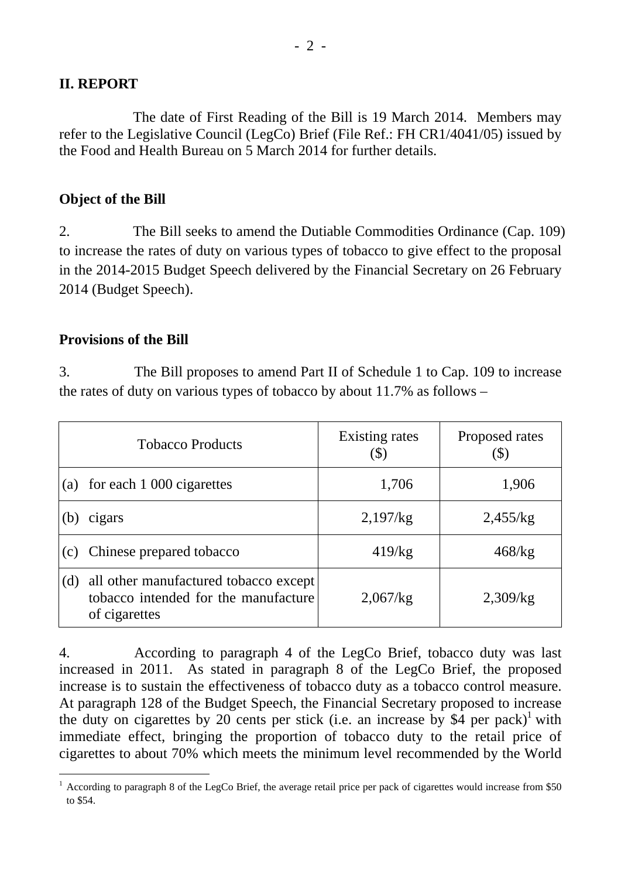## II. REPORT

The date of First Reading of the Bill is 19 March 2014. Members may refer to the Legislative Council (LegCo) Brief (File Ref.: FH CR1/4041/05) issued by the Food and Health Bureau on 5 March 2014 for further details.

### Object of the Bill

2. The Bill seeks to amend the Dutiable Commodities Ordinance (Cap. 109) to increase the rates of duty on various types of tobacco to give effect to the proposal in the 2014-2015 Budget Speech delivered by the Financial Secretary on 26 February 2014 (Budget Speech).

### Provisions of the Bill

3. The Bill proposes to amend Part II of Schedule 1 to Cap. 109 to increase the rates of duty on various types of tobacco by about 11.7% as follows –

| Tobacco Products | Existing rates ($) | Proposed rates ($) |
|---|---|---|
| (a) for each 1 000 cigarettes | 1,706 | 1,906 |
| (b) cigars | 2,197/kg | 2,455/kg |
| (c) Chinese prepared tobacco | 419/kg | 468/kg |
| (d) all other manufactured tobacco except tobacco intended for the manufacture of cigarettes | 2,067/kg | 2,309/kg |

4. According to paragraph 4 of the LegCo Brief, tobacco duty was last increased in 2011. As stated in paragraph 8 of the LegCo Brief, the proposed increase is to sustain the effectiveness of tobacco duty as a tobacco control measure. At paragraph 128 of the Budget Speech, the Financial Secretary proposed to increase the duty on cigarettes by 20 cents per stick (i.e. an increase by $4 per pack)[1] with immediate effect, bringing the proportion of tobacco duty to the retail price of cigarettes to about 70% which meets the minimum level recommended by the World

[1] According to paragraph 8 of the LegCo Brief, the average retail price per pack of cigarettes would increase from $50 to $54.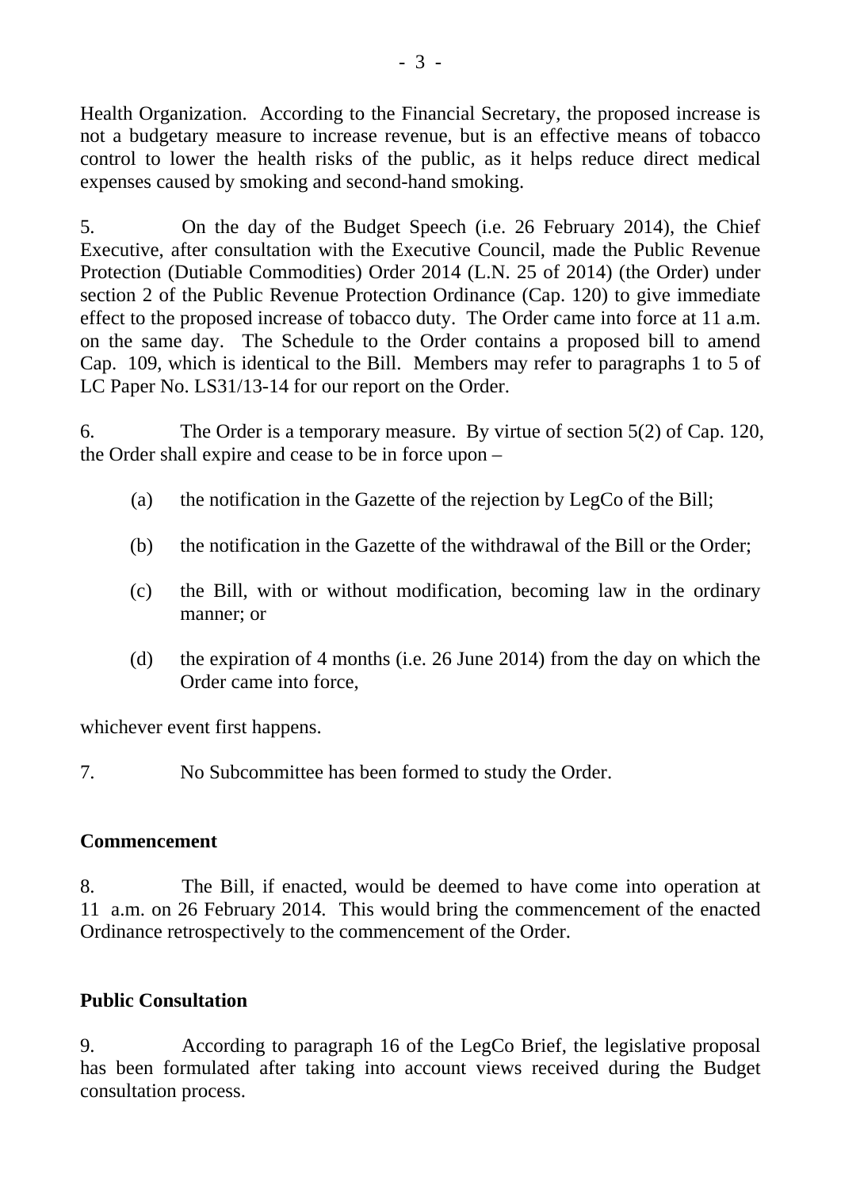Health Organization. According to the Financial Secretary, the proposed increase is not a budgetary measure to increase revenue, but is an effective means of tobacco control to lower the health risks of the public, as it helps reduce direct medical expenses caused by smoking and second-hand smoking.

5. On the day of the Budget Speech (i.e. 26 February 2014), the Chief Executive, after consultation with the Executive Council, made the Public Revenue Protection (Dutiable Commodities) Order 2014 (L.N. 25 of 2014) (the Order) under section 2 of the Public Revenue Protection Ordinance (Cap. 120) to give immediate effect to the proposed increase of tobacco duty. The Order came into force at 11 a.m. on the same day. The Schedule to the Order contains a proposed bill to amend Cap. 109, which is identical to the Bill. Members may refer to paragraphs 1 to 5 of LC Paper No. LS31/13-14 for our report on the Order.

6. The Order is a temporary measure. By virtue of section 5(2) of Cap. 120, the Order shall expire and cease to be in force upon –

(a) the notification in the Gazette of the rejection by LegCo of the Bill;

(b) the notification in the Gazette of the withdrawal of the Bill or the Order;

(c) the Bill, with or without modification, becoming law in the ordinary manner; or

(d) the expiration of 4 months (i.e. 26 June 2014) from the day on which the Order came into force,

whichever event first happens.

7. No Subcommittee has been formed to study the Order.

**Commencement**

8. The Bill, if enacted, would be deemed to have come into operation at 11 a.m. on 26 February 2014. This would bring the commencement of the enacted Ordinance retrospectively to the commencement of the Order.

**Public Consultation**

9. According to paragraph 16 of the LegCo Brief, the legislative proposal has been formulated after taking into account views received during the Budget consultation process.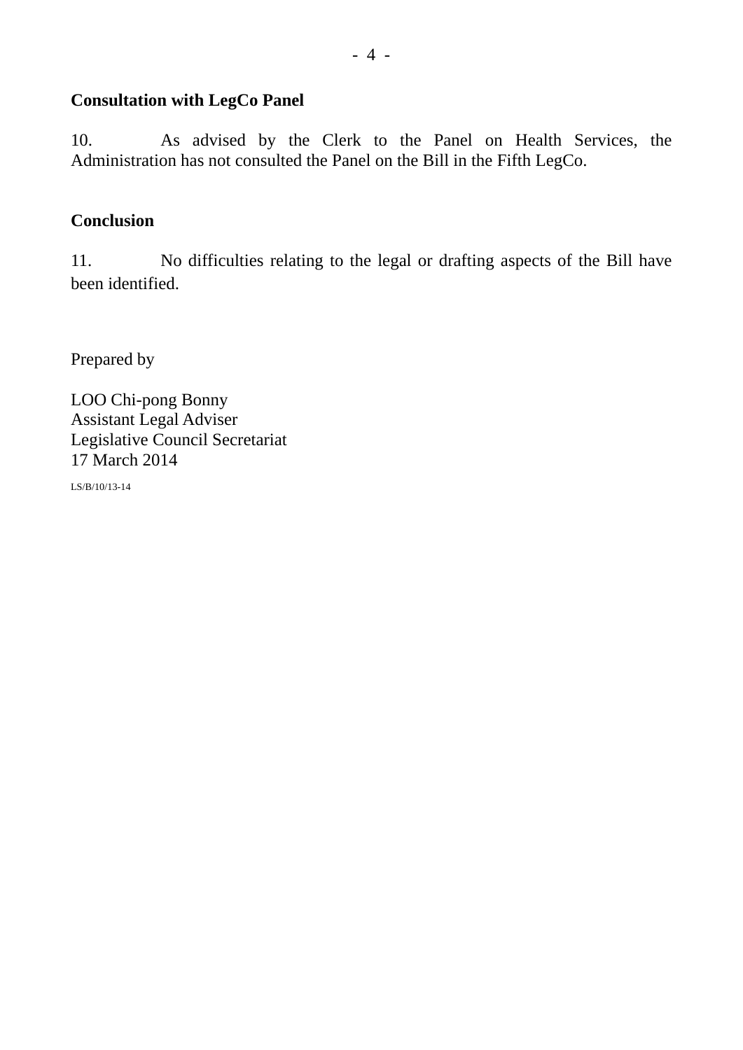**Consultation with LegCo Panel**

10. As advised by the Clerk to the Panel on Health Services, the Administration has not consulted the Panel on the Bill in the Fifth LegCo.

**Conclusion**

11. No difficulties relating to the legal or drafting aspects of the Bill have been identified.

Prepared by

LOO Chi-pong Bonny
Assistant Legal Adviser
Legislative Council Secretariat
17 March 2014

LS/B/10/13-14